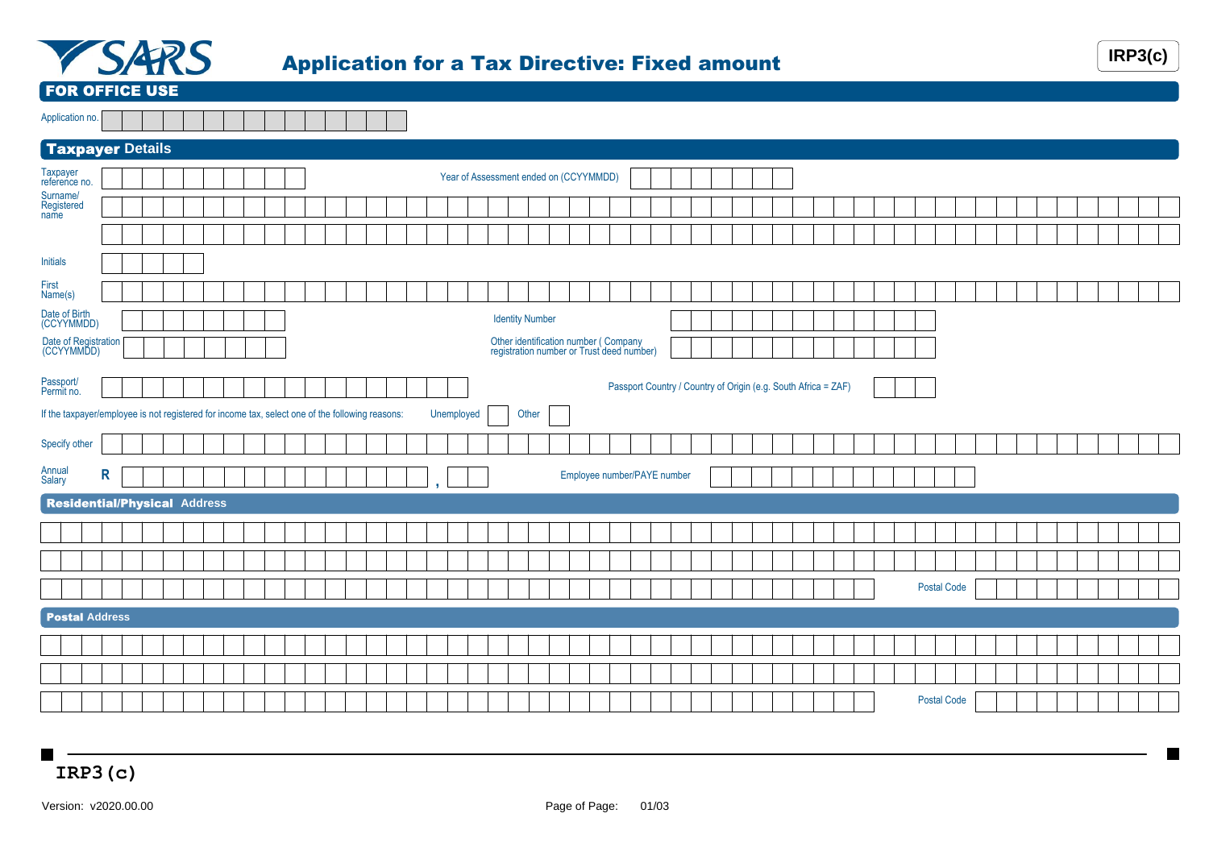# Application for a Tax Directive: Fixed amount

**IRP3(c)**

## FOR OFFICE USE

Application no.

## Taxpayer Details

Taxpayer reference no. | Year of Assessment ended on (CCYYMMDD)

Surname/ Registered name

Initials

First Name(s)

Date of Birth (CCYYMMDD) | Identity Number

Date of Registration (CCYYMMDD) | Other identification number ( Company registration number or Trust deed number)

Passport/ Permit no. | Passport Country / Country of Origin (e.g. South Africa = ZAF)

If the taxpayer/employee is not registered for income tax, select one of the following reasons: Unemployed ☐ Other ☐

Specify other

Annual Salary R ,

Employee number/PAYE number

## Residential/Physical Address

Postal Code

## Postal Address

Postal Code

**IRP3(c)**

Version: v2020.00.00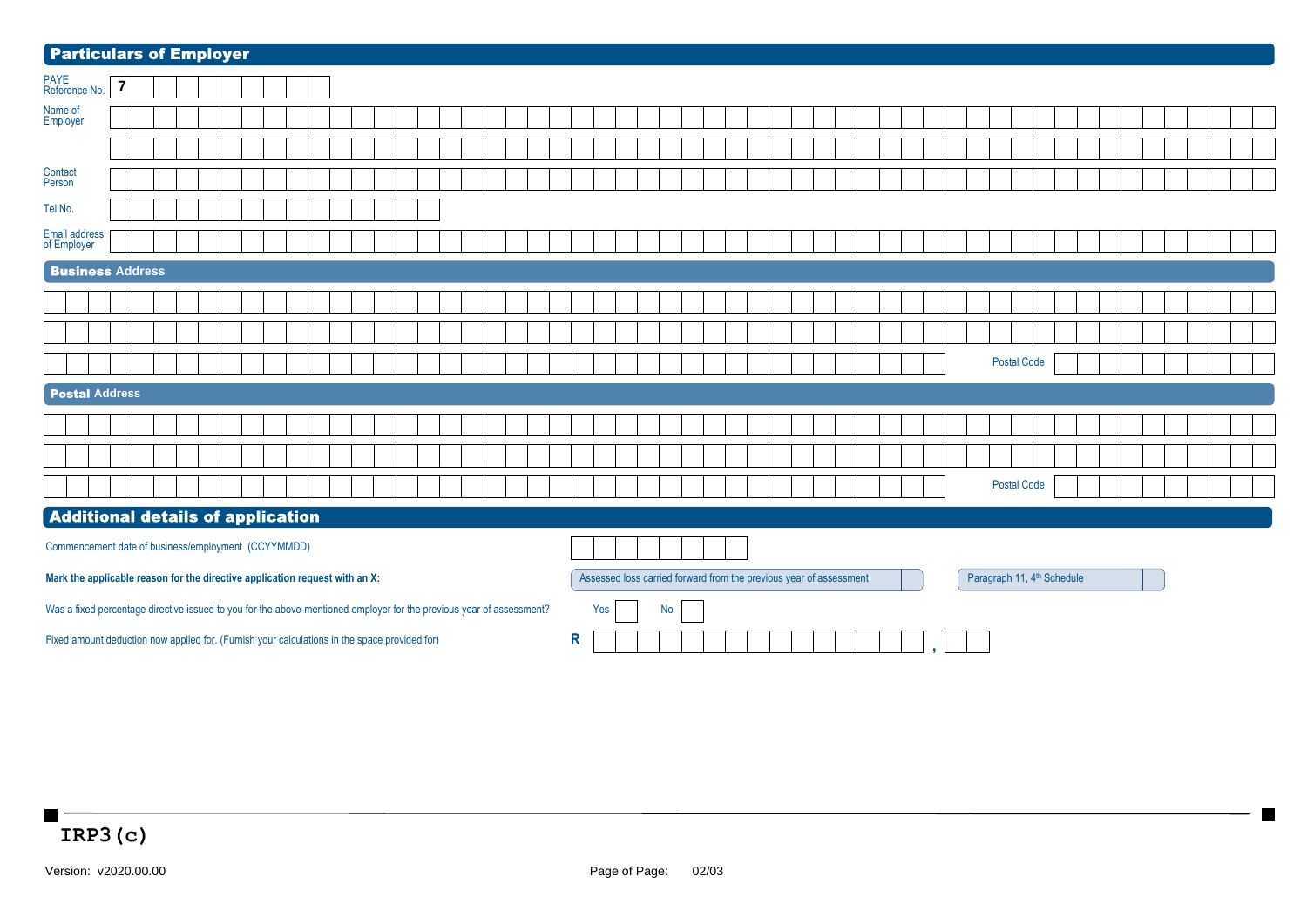## Particulars of Employer

PAYE Reference No. 7

Name of Employer

Contact Person

Tel No.

Email address of Employer

### Business Address

Postal Code

### Postal Address

Postal Code

## Additional details of application

Commencement date of business/employment (CCYYMMDD)

**Mark the applicable reason for the directive application request with an X:**

- Assessed loss carried forward from the previous year of assessment
- Paragraph 11, 4th Schedule

Was a fixed percentage directive issued to you for the above-mentioned employer for the previous year of assessment? Yes No

Fixed amount deduction now applied for. (Furnish your calculations in the space provided for) R ,

**IRP3(c)**

Version: v2020.00.00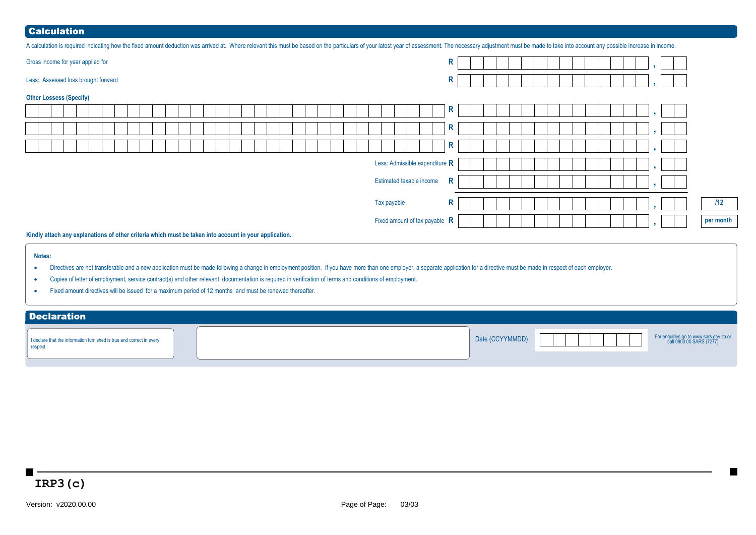## Calculation

A calculation is required indicating how the fixed amount deduction was arrived at. Where relevant this must be based on the particulars of your latest year of assessment. The necessary adjustment must be made to take into account any possible increase in income.

| | | |
|---|---|---|
| Gross income for year applied for | R | , |
| Less: Assessed loss brought forward | R | , |

**Other Lossess (Specify)**

| | | | |
|---|---|---|---|
| | R | , | |
| | R | , | |
| | R | , | |
| Less: Admissible expenditure | R | , | |
| Estimated taxable income | R | , | |
| Tax payable | R | , | /12 |
| Fixed amount of tax payable | R | , | per month |

**Kindly attach any explanations of other criteria which must be taken into account in your application.**

**Notes:**

- Directives are not transferable and a new application must be made following a change in employment position. If you have more than one employer, a separate application for a directive must be made in respect of each employer.
- Copies of letter of employment, service contract(s) and other relevant documentation is required in verification of terms and conditions of employment.
- Fixed amount directives will be issued for a maximum period of 12 months and must be renewed thereafter.

## Declaration

I declare that the information furnished is true and correct in every respect.

Date (CCYYMMDD)

For enquiries go to www.sars.gov.za or call 0800 00 SARS (7277)

**IRP3(c)**

Version: v2020.00.00